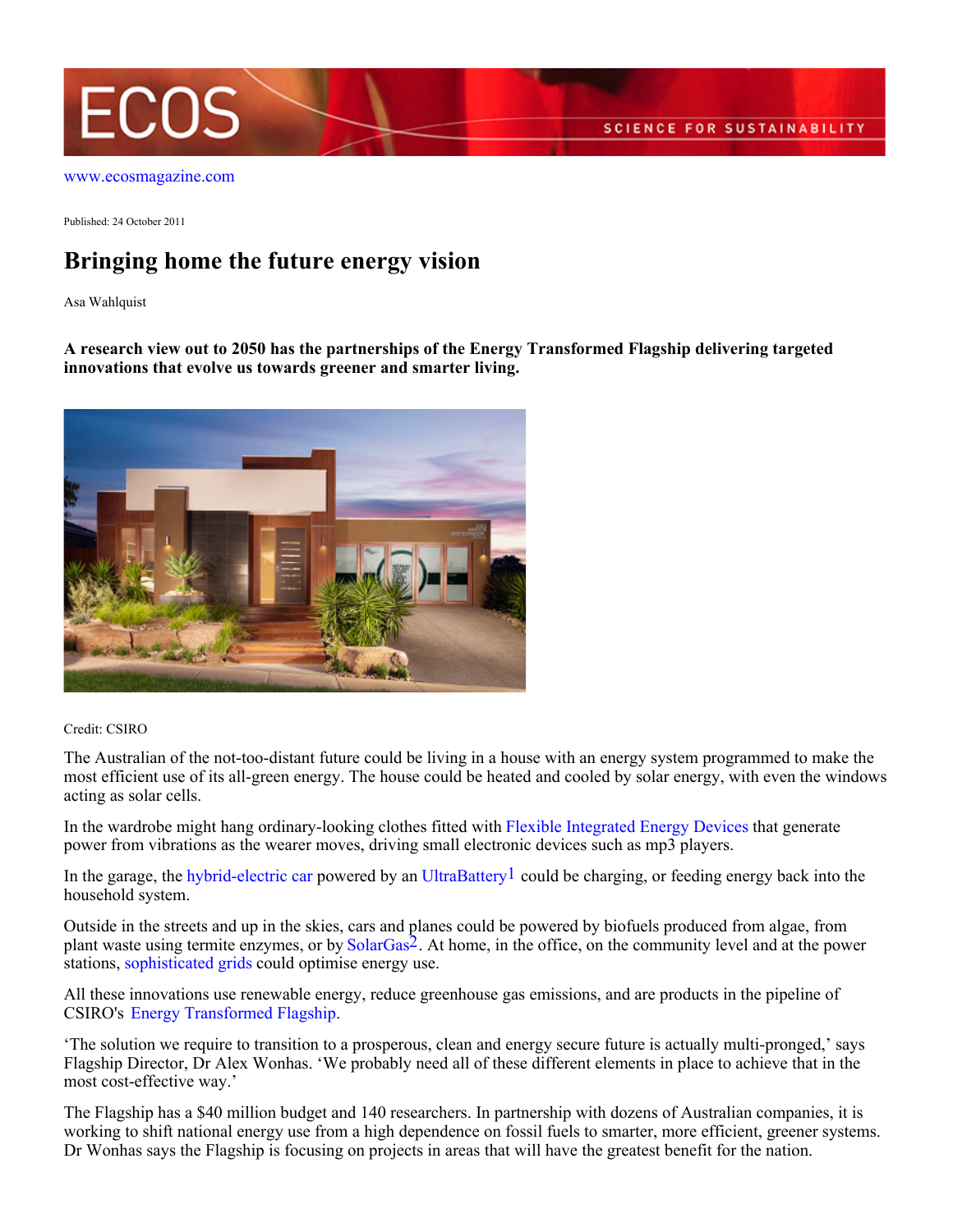www.ecosmagazine.com

Published: 24 October 2011

# Bringing home the future energy vision

Asa Wahlquist

**A research view out to 2050 has the partnerships of the Energy Transformed Flagship delivering targeted innovations that evolve us towards greener and smarter living.**

Credit: CSIRO

The Australian of the not-too-distant future could be living in a house with an energy system programmed to make the most efficient use of its all-green energy. The house could be heated and cooled by solar energy, with even the windows acting as solar cells.

In the wardrobe might hang ordinary-looking clothes fitted with Flexible Integrated Energy Devices that generate power from vibrations as the wearer moves, driving small electronic devices such as mp3 players.

In the garage, the hybrid-electric car powered by an UltraBattery[1] could be charging, or feeding energy back into the household system.

Outside in the streets and up in the skies, cars and planes could be powered by biofuels produced from algae, from plant waste using termite enzymes, or by SolarGas[2]. At home, in the office, on the community level and at the power stations, sophisticated grids could optimise energy use.

All these innovations use renewable energy, reduce greenhouse gas emissions, and are products in the pipeline of CSIRO's Energy Transformed Flagship.

'The solution we require to transition to a prosperous, clean and energy secure future is actually multi-pronged,' says Flagship Director, Dr Alex Wonhas. 'We probably need all of these different elements in place to achieve that in the most cost-effective way.'

The Flagship has a $40 million budget and 140 researchers. In partnership with dozens of Australian companies, it is working to shift national energy use from a high dependence on fossil fuels to smarter, more efficient, greener systems. Dr Wonhas says the Flagship is focusing on projects in areas that will have the greatest benefit for the nation.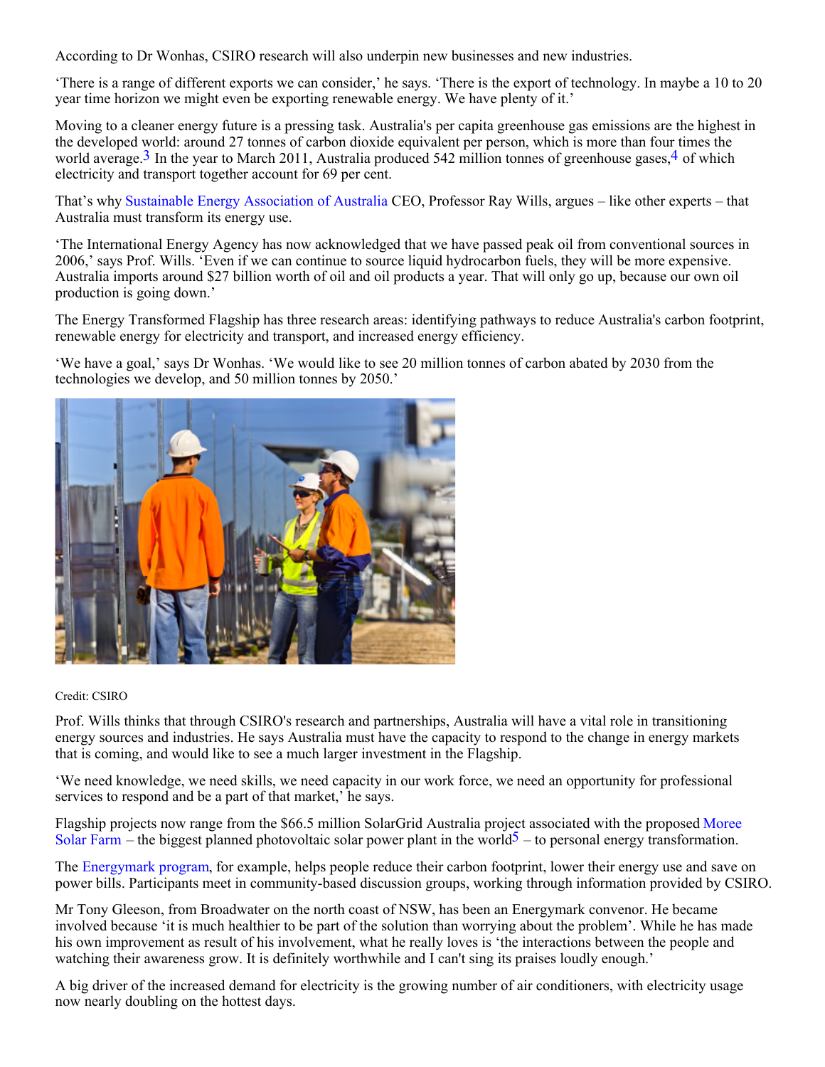According to Dr Wonhas, CSIRO research will also underpin new businesses and new industries.

'There is a range of different exports we can consider,' he says. 'There is the export of technology. In maybe a 10 to 20 year time horizon we might even be exporting renewable energy. We have plenty of it.'

Moving to a cleaner energy future is a pressing task. Australia's per capita greenhouse gas emissions are the highest in the developed world: around 27 tonnes of carbon dioxide equivalent per person, which is more than four times the world average.[3] In the year to March 2011, Australia produced 542 million tonnes of greenhouse gases,[4] of which electricity and transport together account for 69 per cent.

That's why Sustainable Energy Association of Australia CEO, Professor Ray Wills, argues – like other experts – that Australia must transform its energy use.

'The International Energy Agency has now acknowledged that we have passed peak oil from conventional sources in 2006,' says Prof. Wills. 'Even if we can continue to source liquid hydrocarbon fuels, they will be more expensive. Australia imports around $27 billion worth of oil and oil products a year. That will only go up, because our own oil production is going down.'

The Energy Transformed Flagship has three research areas: identifying pathways to reduce Australia's carbon footprint, renewable energy for electricity and transport, and increased energy efficiency.

'We have a goal,' says Dr Wonhas. 'We would like to see 20 million tonnes of carbon abated by 2030 from the technologies we develop, and 50 million tonnes by 2050.'

Credit: CSIRO

Prof. Wills thinks that through CSIRO's research and partnerships, Australia will have a vital role in transitioning energy sources and industries. He says Australia must have the capacity to respond to the change in energy markets that is coming, and would like to see a much larger investment in the Flagship.

'We need knowledge, we need skills, we need capacity in our work force, we need an opportunity for professional services to respond and be a part of that market,' he says.

Flagship projects now range from the $66.5 million SolarGrid Australia project associated with the proposed Moree Solar Farm – the biggest planned photovoltaic solar power plant in the world[5] – to personal energy transformation.

The Energymark program, for example, helps people reduce their carbon footprint, lower their energy use and save on power bills. Participants meet in community-based discussion groups, working through information provided by CSIRO.

Mr Tony Gleeson, from Broadwater on the north coast of NSW, has been an Energymark convenor. He became involved because 'it is much healthier to be part of the solution than worrying about the problem'. While he has made his own improvement as result of his involvement, what he really loves is 'the interactions between the people and watching their awareness grow. It is definitely worthwhile and I can't sing its praises loudly enough.'

A big driver of the increased demand for electricity is the growing number of air conditioners, with electricity usage now nearly doubling on the hottest days.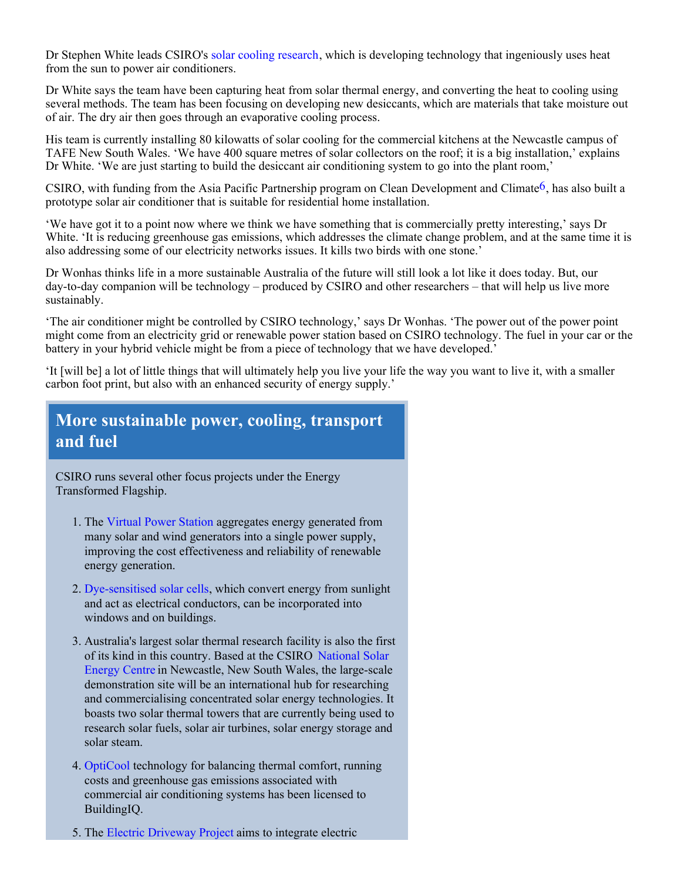Dr Stephen White leads CSIRO's solar cooling research, which is developing technology that ingeniously uses heat from the sun to power air conditioners.

Dr White says the team have been capturing heat from solar thermal energy, and converting the heat to cooling using several methods. The team has been focusing on developing new desiccants, which are materials that take moisture out of air. The dry air then goes through an evaporative cooling process.

His team is currently installing 80 kilowatts of solar cooling for the commercial kitchens at the Newcastle campus of TAFE New South Wales. 'We have 400 square metres of solar collectors on the roof; it is a big installation,' explains Dr White. 'We are just starting to build the desiccant air conditioning system to go into the plant room,'

CSIRO, with funding from the Asia Pacific Partnership program on Clean Development and Climate[6], has also built a prototype solar air conditioner that is suitable for residential home installation.

'We have got it to a point now where we think we have something that is commercially pretty interesting,' says Dr White. 'It is reducing greenhouse gas emissions, which addresses the climate change problem, and at the same time it is also addressing some of our electricity networks issues. It kills two birds with one stone.'

Dr Wonhas thinks life in a more sustainable Australia of the future will still look a lot like it does today. But, our day-to-day companion will be technology – produced by CSIRO and other researchers – that will help us live more sustainably.

'The air conditioner might be controlled by CSIRO technology,' says Dr Wonhas. 'The power out of the power point might come from an electricity grid or renewable power station based on CSIRO technology. The fuel in your car or the battery in your hybrid vehicle might be from a piece of technology that we have developed.'

'It [will be] a lot of little things that will ultimately help you live your life the way you want to live it, with a smaller carbon foot print, but also with an enhanced security of energy supply.'

## More sustainable power, cooling, transport and fuel

CSIRO runs several other focus projects under the Energy Transformed Flagship.

1. The Virtual Power Station aggregates energy generated from many solar and wind generators into a single power supply, improving the cost effectiveness and reliability of renewable energy generation.
2. Dye-sensitised solar cells, which convert energy from sunlight and act as electrical conductors, can be incorporated into windows and on buildings.
3. Australia's largest solar thermal research facility is also the first of its kind in this country. Based at the CSIRO National Solar Energy Centre in Newcastle, New South Wales, the large-scale demonstration site will be an international hub for researching and commercialising concentrated solar energy technologies. It boasts two solar thermal towers that are currently being used to research solar fuels, solar air turbines, solar energy storage and solar steam.
4. OptiCool technology for balancing thermal comfort, running costs and greenhouse gas emissions associated with commercial air conditioning systems has been licensed to BuildingIQ.
5. The Electric Driveway Project aims to integrate electric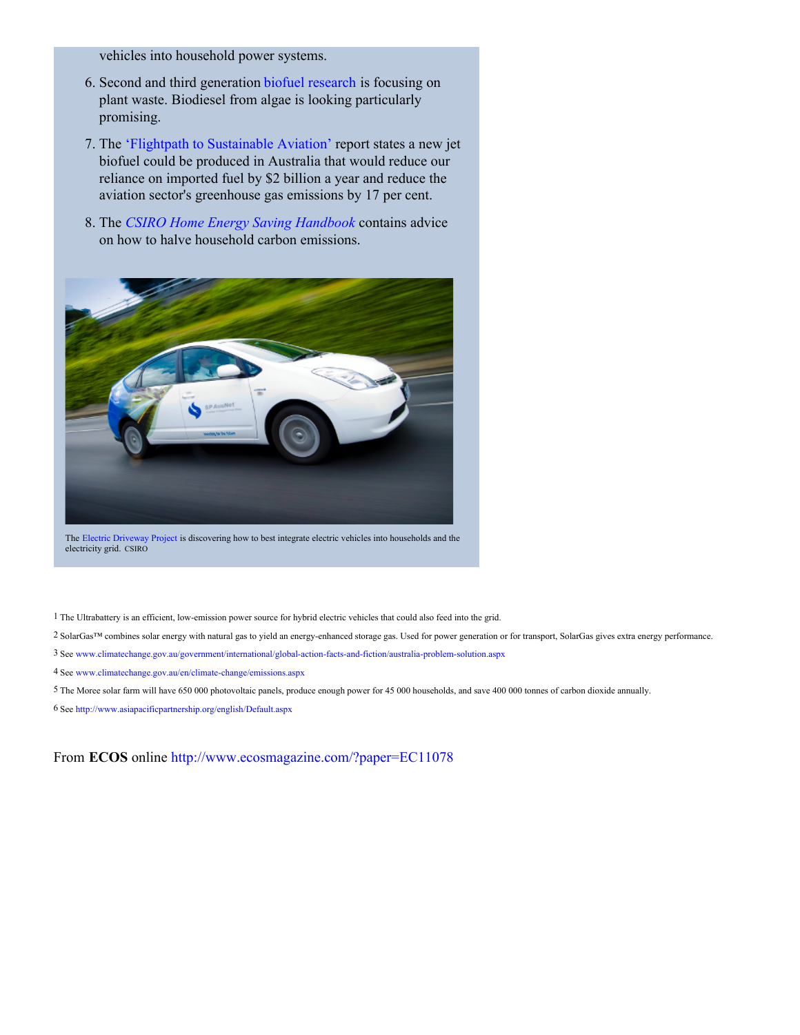vehicles into household power systems.

6. Second and third generation biofuel research is focusing on plant waste. Biodiesel from algae is looking particularly promising.

7. The 'Flightpath to Sustainable Aviation' report states a new jet biofuel could be produced in Australia that would reduce our reliance on imported fuel by $2 billion a year and reduce the aviation sector's greenhouse gas emissions by 17 per cent.

8. The *CSIRO Home Energy Saving Handbook* contains advice on how to halve household carbon emissions.

The Electric Driveway Project is discovering how to best integrate electric vehicles into households and the electricity grid. CSIRO

1 The Ultrabattery is an efficient, low-emission power source for hybrid electric vehicles that could also feed into the grid.

2 SolarGas™ combines solar energy with natural gas to yield an energy-enhanced storage gas. Used for power generation or for transport, SolarGas gives extra energy performance.

3 See www.climatechange.gov.au/government/international/global-action-facts-and-fiction/australia-problem-solution.aspx

4 See www.climatechange.gov.au/en/climate-change/emissions.aspx

5 The Moree solar farm will have 650 000 photovoltaic panels, produce enough power for 45 000 households, and save 400 000 tonnes of carbon dioxide annually.

6 See http://www.asiapacificpartnership.org/english/Default.aspx

From **ECOS** online http://www.ecosmagazine.com/?paper=EC11078